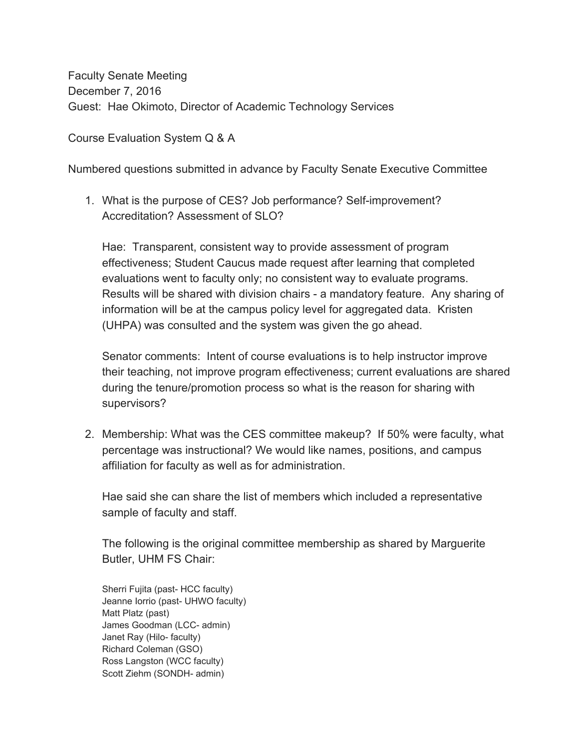Faculty Senate Meeting
December 7, 2016
Guest: Hae Okimoto, Director of Academic Technology Services

Course Evaluation System Q & A

Numbered questions submitted in advance by Faculty Senate Executive Committee

1. What is the purpose of CES? Job performance? Self-improvement? Accreditation? Assessment of SLO?

   Hae: Transparent, consistent way to provide assessment of program effectiveness; Student Caucus made request after learning that completed evaluations went to faculty only; no consistent way to evaluate programs. Results will be shared with division chairs - a mandatory feature. Any sharing of information will be at the campus policy level for aggregated data. Kristen (UHPA) was consulted and the system was given the go ahead.

   Senator comments: Intent of course evaluations is to help instructor improve their teaching, not improve program effectiveness; current evaluations are shared during the tenure/promotion process so what is the reason for sharing with supervisors?

2. Membership: What was the CES committee makeup? If 50% were faculty, what percentage was instructional? We would like names, positions, and campus affiliation for faculty as well as for administration.

   Hae said she can share the list of members which included a representative sample of faculty and staff.

   The following is the original committee membership as shared by Marguerite Butler, UHM FS Chair:

   Sherri Fujita (past- HCC faculty)
   Jeanne Iorrio (past- UHWO faculty)
   Matt Platz (past)
   James Goodman (LCC- admin)
   Janet Ray (Hilo- faculty)
   Richard Coleman (GSO)
   Ross Langston (WCC faculty)
   Scott Ziehm (SONDH- admin)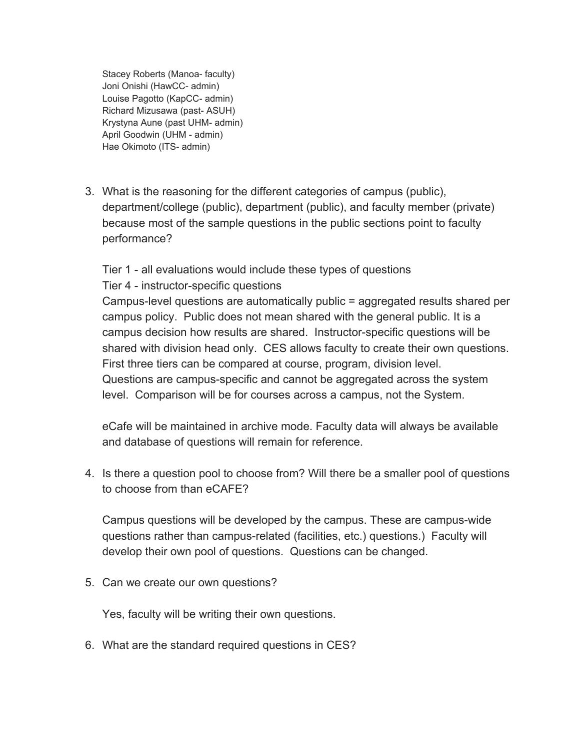Stacey Roberts (Manoa- faculty)
Joni Onishi (HawCC- admin)
Louise Pagotto (KapCC- admin)
Richard Mizusawa (past- ASUH)
Krystyna Aune (past UHM- admin)
April Goodwin (UHM - admin)
Hae Okimoto (ITS- admin)

3. What is the reasoning for the different categories of campus (public), department/college (public), department (public), and faculty member (private) because most of the sample questions in the public sections point to faculty performance?

   Tier 1 - all evaluations would include these types of questions
   Tier 4 - instructor-specific questions
   Campus-level questions are automatically public = aggregated results shared per campus policy. Public does not mean shared with the general public. It is a campus decision how results are shared. Instructor-specific questions will be shared with division head only. CES allows faculty to create their own questions. First three tiers can be compared at course, program, division level. Questions are campus-specific and cannot be aggregated across the system level. Comparison will be for courses across a campus, not the System.

   eCafe will be maintained in archive mode. Faculty data will always be available and database of questions will remain for reference.

4. Is there a question pool to choose from? Will there be a smaller pool of questions to choose from than eCAFE?

   Campus questions will be developed by the campus. These are campus-wide questions rather than campus-related (facilities, etc.) questions.) Faculty will develop their own pool of questions. Questions can be changed.

5. Can we create our own questions?

   Yes, faculty will be writing their own questions.

6. What are the standard required questions in CES?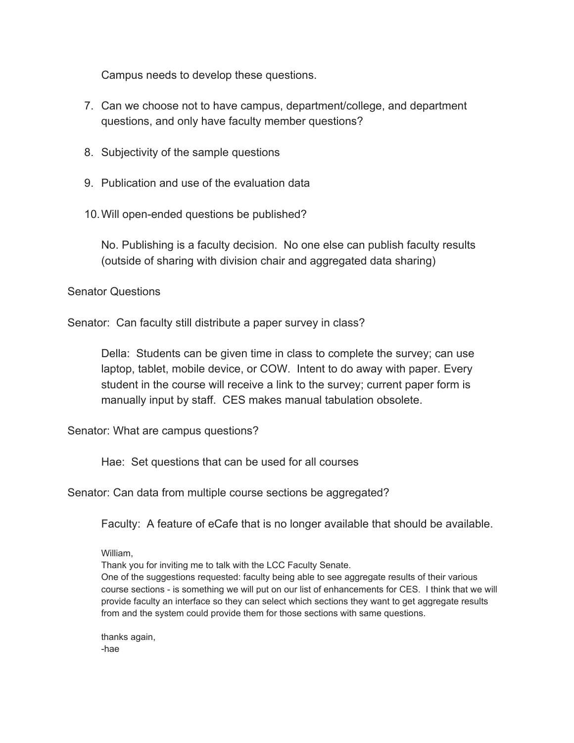Campus needs to develop these questions.

7. Can we choose not to have campus, department/college, and department questions, and only have faculty member questions?

8. Subjectivity of the sample questions

9. Publication and use of the evaluation data

10. Will open-ended questions be published?

    No. Publishing is a faculty decision. No one else can publish faculty results (outside of sharing with division chair and aggregated data sharing)

Senator Questions

Senator: Can faculty still distribute a paper survey in class?

> Della: Students can be given time in class to complete the survey; can use laptop, tablet, mobile device, or COW. Intent to do away with paper. Every student in the course will receive a link to the survey; current paper form is manually input by staff. CES makes manual tabulation obsolete.

Senator: What are campus questions?

> Hae: Set questions that can be used for all courses

Senator: Can data from multiple course sections be aggregated?

> Faculty: A feature of eCafe that is no longer available that should be available.

> William,
> Thank you for inviting me to talk with the LCC Faculty Senate.
> One of the suggestions requested: faculty being able to see aggregate results of their various course sections - is something we will put on our list of enhancements for CES. I think that we will provide faculty an interface so they can select which sections they want to get aggregate results from and the system could provide them for those sections with same questions.
>
> thanks again,
> -hae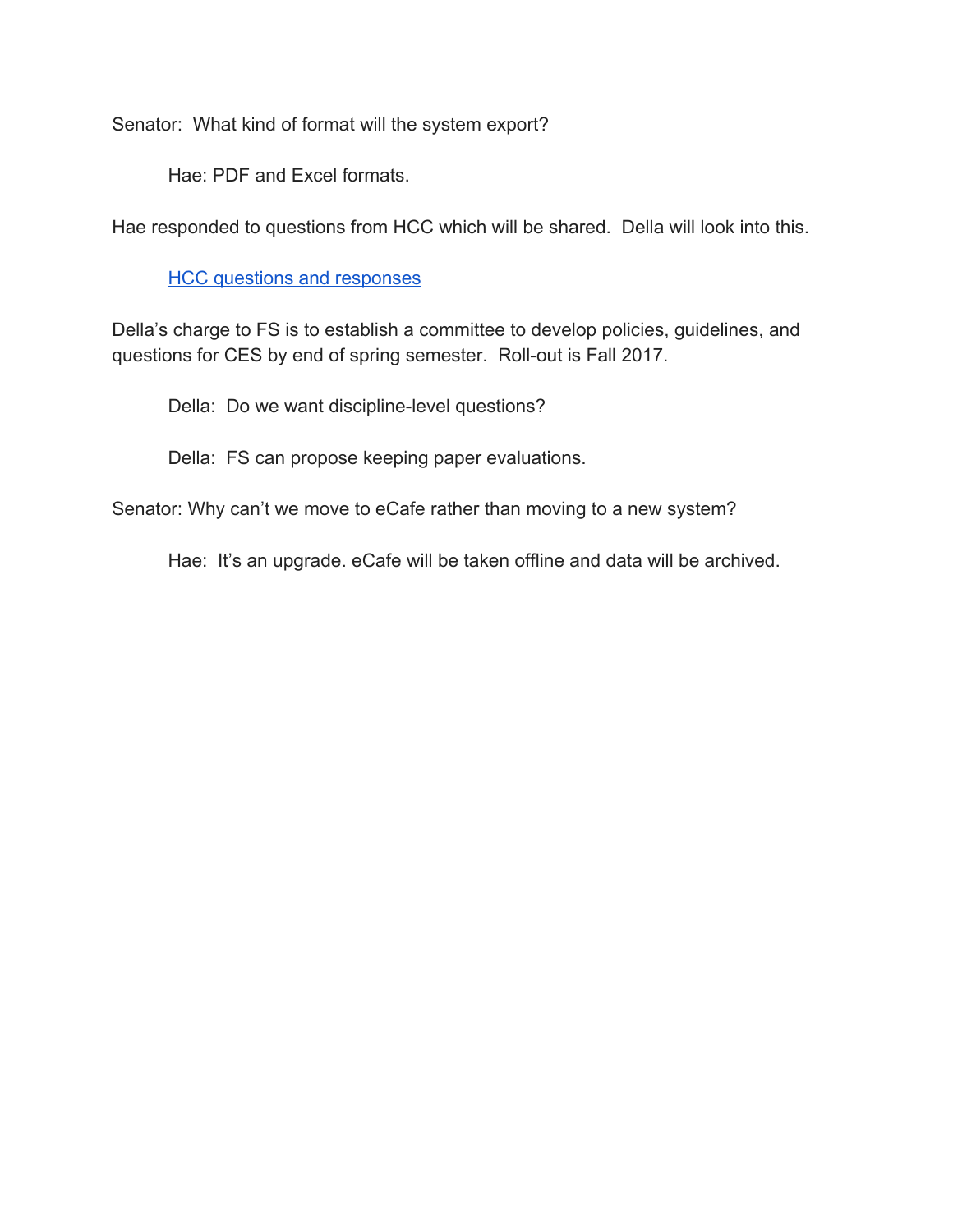Senator: What kind of format will the system export?

> Hae: PDF and Excel formats.

Hae responded to questions from HCC which will be shared. Della will look into this.

> [HCC questions and responses]

Della's charge to FS is to establish a committee to develop policies, guidelines, and questions for CES by end of spring semester. Roll-out is Fall 2017.

> Della: Do we want discipline-level questions?
>
> Della: FS can propose keeping paper evaluations.

Senator: Why can't we move to eCafe rather than moving to a new system?

> Hae: It's an upgrade. eCafe will be taken offline and data will be archived.